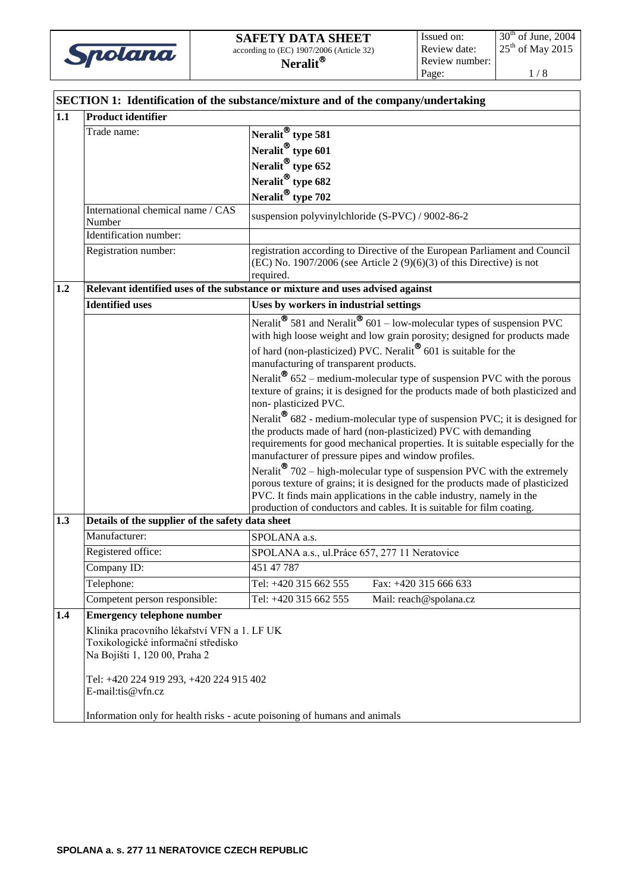# SAFETY DATA SHEET

according to (EC) 1907/2006 (Article 32)

**Neralit®**

| Issued on: | 30th of June, 2004 |
| --- | --- |
| Review date: | 25th of May 2015 |
| Review number: | |

## SECTION 1: Identification of the substance/mixture and of the company/undertaking

| | | |
| --- | --- | --- |
| **1.1** | **Product identifier** | |
| | Trade name: | **Neralit® type 581**<br>**Neralit® type 601**<br>**Neralit® type 652**<br>**Neralit® type 682**<br>**Neralit® type 702** |
| | International chemical name / CAS Number | suspension polyvinylchloride (S-PVC) / 9002-86-2 |
| | Identification number: | |
| | Registration number: | registration according to Directive of the European Parliament and Council (EC) No. 1907/2006 (see Article 2 (9)(6)(3) of this Directive) is not required. |
| **1.2** | **Relevant identified uses of the substance or mixture and uses advised against** | |
| | **Identified uses** | **Uses by workers in industrial settings** |
| | | Neralit® 581 and Neralit® 601 – low-molecular types of suspension PVC with high loose weight and low grain porosity; designed for products made of hard (non-plasticized) PVC. Neralit® 601 is suitable for the manufacturing of transparent products.<br>Neralit® 652 – medium-molecular type of suspension PVC with the porous texture of grains; it is designed for the products made of both plasticized and non- plasticized PVC.<br>Neralit® 682 - medium-molecular type of suspension PVC; it is designed for the products made of hard (non-plasticized) PVC with demanding requirements for good mechanical properties. It is suitable especially for the manufacturer of pressure pipes and window profiles.<br>Neralit® 702 – high-molecular type of suspension PVC with the extremely porous texture of grains; it is designed for the products made of plasticized PVC. It finds main applications in the cable industry, namely in the production of conductors and cables. It is suitable for film coating. |
| **1.3** | **Details of the supplier of the safety data sheet** | |
| | Manufacturer: | SPOLANA a.s. |
| | Registered office: | SPOLANA a.s., ul.Práce 657, 277 11 Neratovice |
| | Company ID: | 451 47 787 |
| | Telephone: | Tel: +420 315 662 555 Fax: +420 315 666 633 |
| | Competent person responsible: | Tel: +420 315 662 555 Mail: reach@spolana.cz |
| **1.4** | **Emergency telephone number** | |

Klinika pracovního lékařství VFN a 1. LF UK
Toxikologické informační středisko
Na Bojišti 1, 120 00, Praha 2

Tel: +420 224 919 293, +420 224 915 402
E-mail:tis@vfn.cz

Information only for health risks - acute poisoning of humans and animals

**SPOLANA a. s. 277 11 NERATOVICE CZECH REPUBLIC**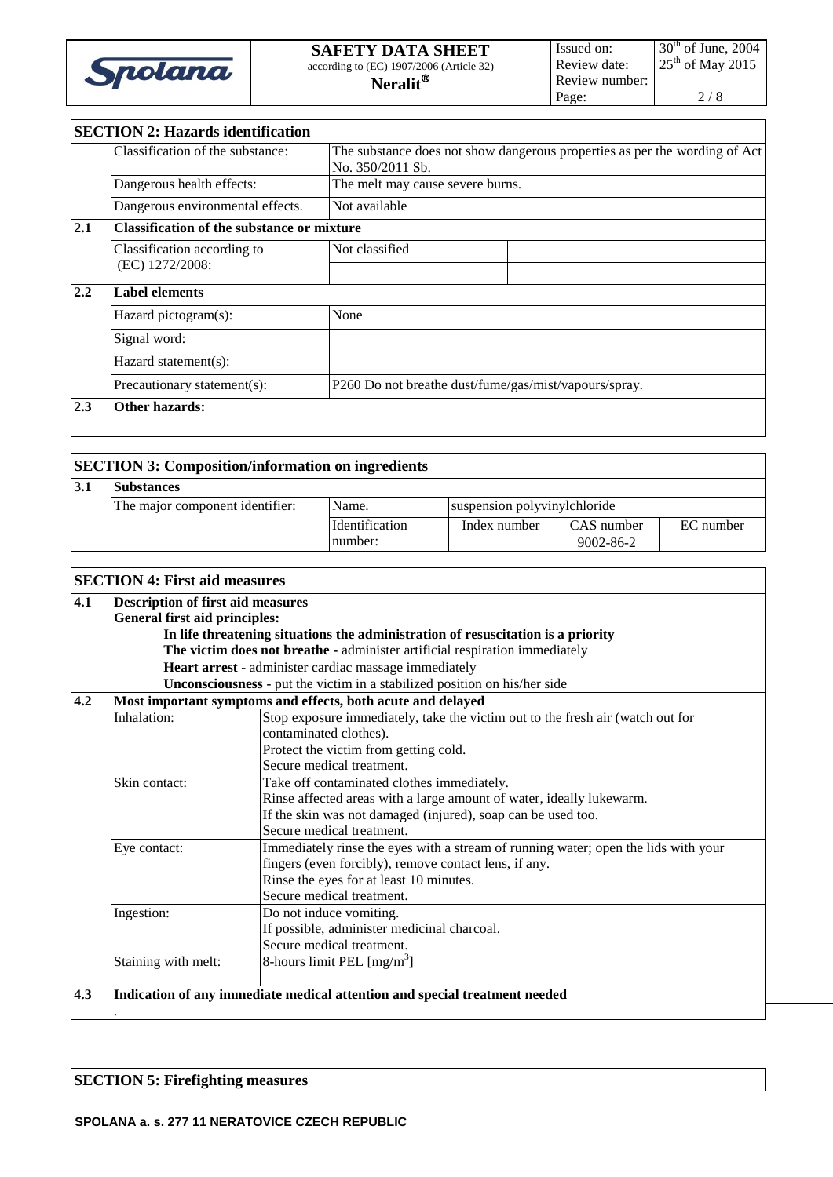## SECTION 2: Hazards identification

| | | | |
|---|---|---|---|
| | Classification of the substance: | The substance does not show dangerous properties as per the wording of Act No. 350/2011 Sb. | |
| | Dangerous health effects: | The melt may cause severe burns. | |
| | Dangerous environmental effects. | Not available | |
| **2.1** | **Classification of the substance or mixture** | | |
| | Classification according to (EC) 1272/2008: | Not classified | |
| **2.2** | **Label elements** | | |
| | Hazard pictogram(s): | None | |
| | Signal word: | | |
| | Hazard statement(s): | | |
| | Precautionary statement(s): | P260 Do not breathe dust/fume/gas/mist/vapours/spray. | |
| **2.3** | **Other hazards:** | | |

## SECTION 3: Composition/information on ingredients

| | | | | | |
|---|---|---|---|---|---|
| **3.1** | **Substances** | | | | |
| | The major component identifier: | Name. | suspension polyvinylchloride | | |
| | | Identification number: | Index number | CAS number | EC number |
| | | | | 9002-86-2 | |

## SECTION 4: First aid measures

**4.1 Description of first aid measures**

**General first aid principles:**

**In life threatening situations the administration of resuscitation is a priority**

**The victim does not breathe** - administer artificial respiration immediately

**Heart arrest** - administer cardiac massage immediately

**Unconsciousness** - put the victim in a stabilized position on his/her side

**4.2 Most important symptoms and effects, both acute and delayed**

| | |
|---|---|
| Inhalation: | Stop exposure immediately, take the victim out to the fresh air (watch out for contaminated clothes). Protect the victim from getting cold. Secure medical treatment. |
| Skin contact: | Take off contaminated clothes immediately. Rinse affected areas with a large amount of water, ideally lukewarm. If the skin was not damaged (injured), soap can be used too. Secure medical treatment. |
| Eye contact: | Immediately rinse the eyes with a stream of running water; open the lids with your fingers (even forcibly), remove contact lens, if any. Rinse the eyes for at least 10 minutes. Secure medical treatment. |
| Ingestion: | Do not induce vomiting. If possible, administer medicinal charcoal. Secure medical treatment. |
| Staining with melt: | 8-hours limit PEL [mg/m$^3$] |

**4.3 Indication of any immediate medical attention and special treatment needed**

.

## SECTION 5: Firefighting measures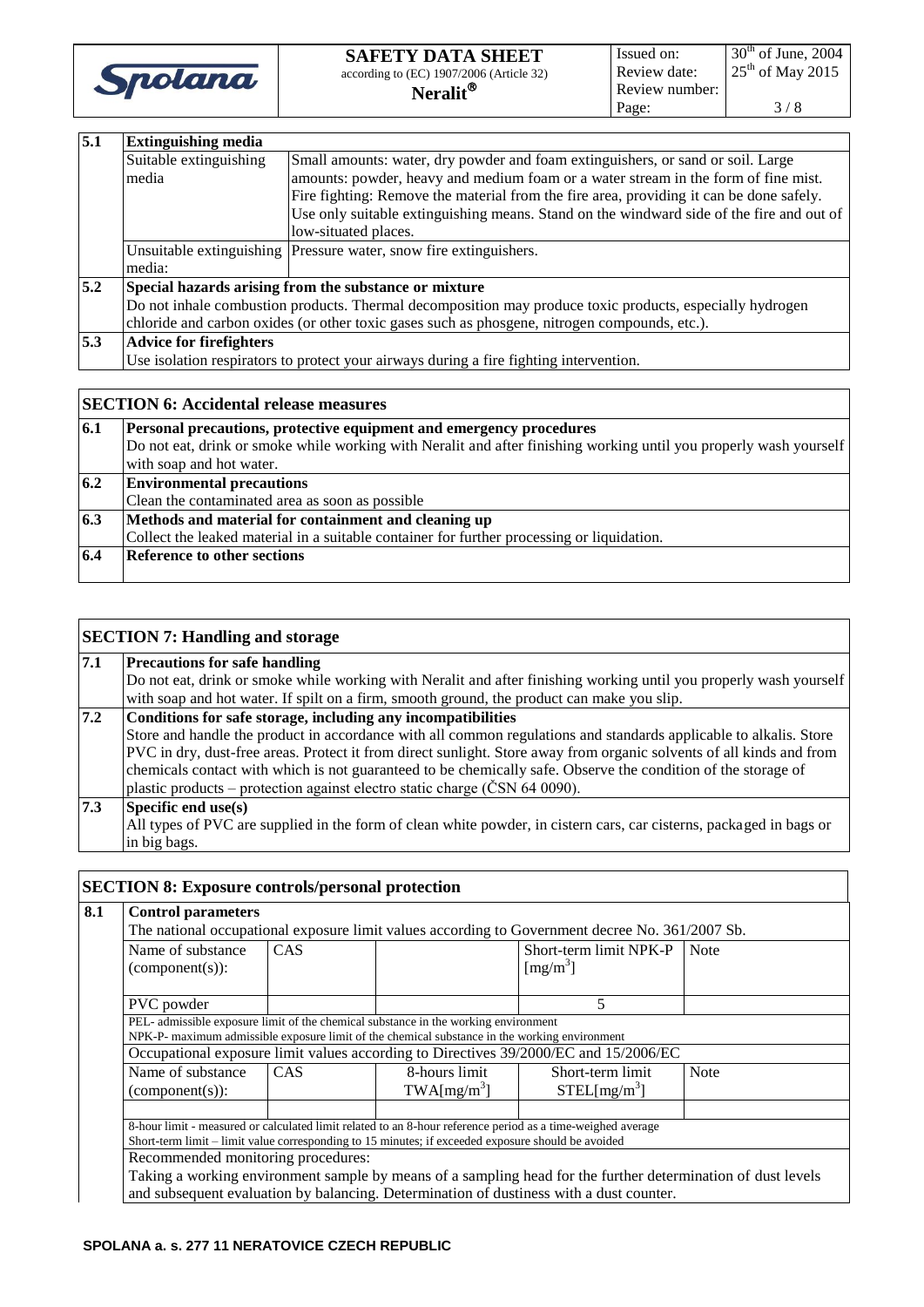| 5.1 | **Extinguishing media** | |
|---|---|---|
| | Suitable extinguishing media | Small amounts: water, dry powder and foam extinguishers, or sand or soil. Large amounts: powder, heavy and medium foam or a water stream in the form of fine mist. Fire fighting: Remove the material from the fire area, providing it can be done safely. Use only suitable extinguishing means. Stand on the windward side of the fire and out of low-situated places. |
| | Unsuitable extinguishing media: | Pressure water, snow fire extinguishers. |
| 5.2 | **Special hazards arising from the substance or mixture** | |
| | Do not inhale combustion products. Thermal decomposition may produce toxic products, especially hydrogen chloride and carbon oxides (or other toxic gases such as phosgene, nitrogen compounds, etc.). | |
| 5.3 | **Advice for firefighters** | |
| | Use isolation respirators to protect your airways during a fire fighting intervention. | |

## SECTION 6: Accidental release measures

| | |
|---|---|
| 6.1 | **Personal precautions, protective equipment and emergency procedures** |
| | Do not eat, drink or smoke while working with Neralit and after finishing working until you properly wash yourself with soap and hot water. |
| 6.2 | **Environmental precautions** |
| | Clean the contaminated area as soon as possible |
| 6.3 | **Methods and material for containment and cleaning up** |
| | Collect the leaked material in a suitable container for further processing or liquidation. |
| 6.4 | **Reference to other sections** |
| | |

## SECTION 7: Handling and storage

| | |
|---|---|
| 7.1 | **Precautions for safe handling** |
| | Do not eat, drink or smoke while working with Neralit and after finishing working until you properly wash yourself with soap and hot water. If spilt on a firm, smooth ground, the product can make you slip. |
| 7.2 | **Conditions for safe storage, including any incompatibilities** |
| | Store and handle the product in accordance with all common regulations and standards applicable to alkalis. Store PVC in dry, dust-free areas. Protect it from direct sunlight. Store away from organic solvents of all kinds and from chemicals contact with which is not guaranteed to be chemically safe. Observe the condition of the storage of plastic products – protection against electro static charge (ČSN 64 0090). |
| 7.3 | **Specific end use(s)** |
| | All types of PVC are supplied in the form of clean white powder, in cistern cars, car cisterns, packaged in bags or in big bags. |

## SECTION 8: Exposure controls/personal protection

**8.1 Control parameters**

The national occupational exposure limit values according to Government decree No. 361/2007 Sb.

| Name of substance (component(s)): | CAS | | Short-term limit NPK-P [$mg/m^3$] | Note |
|---|---|---|---|---|
| PVC powder | | | 5 | |

PEL- admissible exposure limit of the chemical substance in the working environment
NPK-P- maximum admissible exposure limit of the chemical substance in the working environment

Occupational exposure limit values according to Directives 39/2000/EC and 15/2006/EC

| Name of substance (component(s)): | CAS | 8-hours limit TWA[$mg/m^3$] | Short-term limit STEL[$mg/m^3$] | Note |
|---|---|---|---|---|
| | | | | |

8-hour limit - measured or calculated limit related to an 8-hour reference period as a time-weighed average
Short-term limit – limit value corresponding to 15 minutes; if exceeded exposure should be avoided

Recommended monitoring procedures:
Taking a working environment sample by means of a sampling head for the further determination of dust levels and subsequent evaluation by balancing. Determination of dustiness with a dust counter.

**SPOLANA a. s. 277 11 NERATOVICE CZECH REPUBLIC**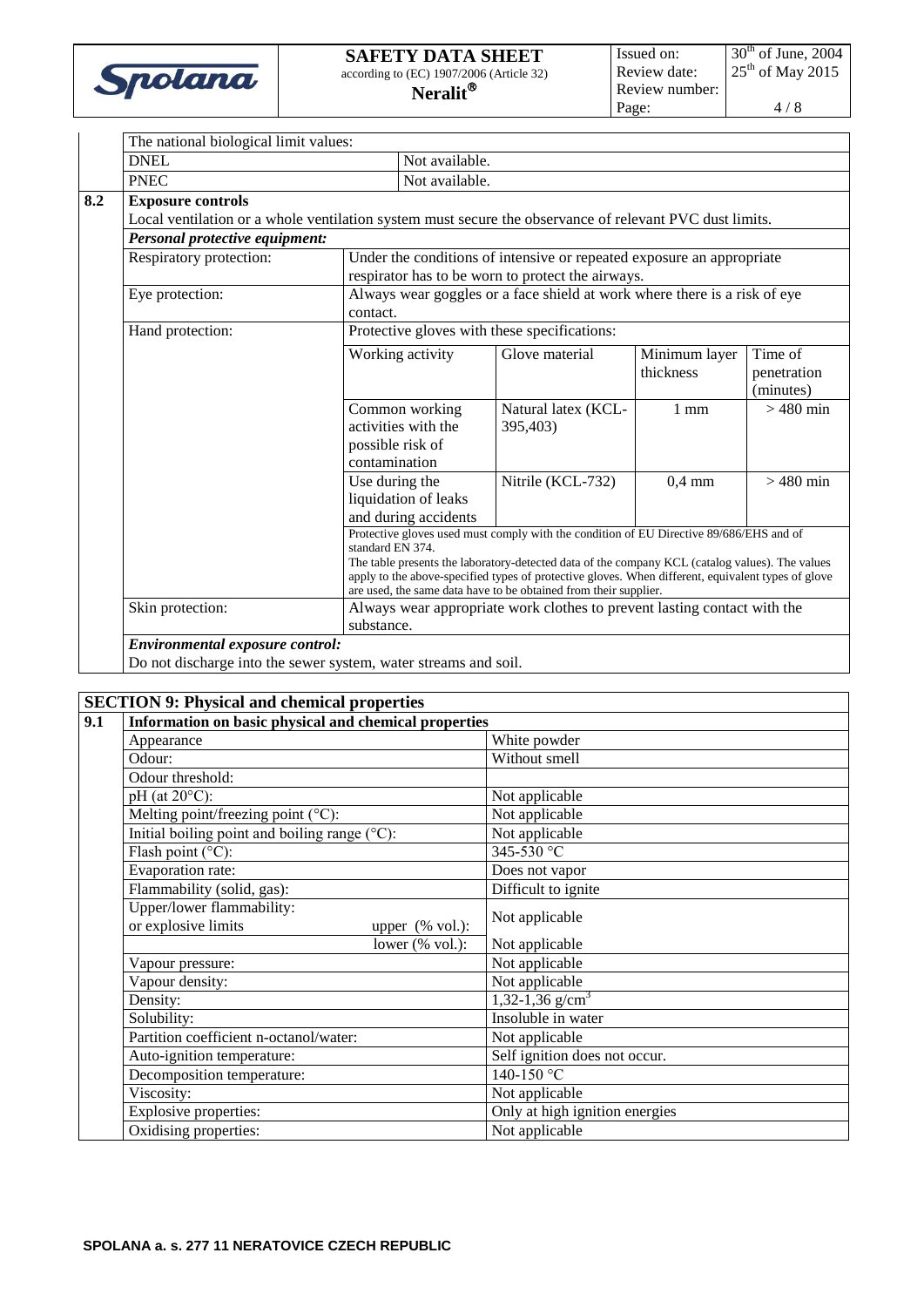| The national biological limit values: | |
|---|---|
| DNEL | Not available. |
| PNEC | Not available. |

**8.2 Exposure controls**

Local ventilation or a whole ventilation system must secure the observance of relevant PVC dust limits.

***Personal protective equipment:***

| | |
|---|---|
| Respiratory protection: | Under the conditions of intensive or repeated exposure an appropriate respirator has to be worn to protect the airways. |
| Eye protection: | Always wear goggles or a face shield at work where there is a risk of eye contact. |
| Hand protection: | Protective gloves with these specifications: |

| Working activity | Glove material | Minimum layer thickness | Time of penetration (minutes) |
|---|---|---|---|
| Common working activities with the possible risk of contamination | Natural latex (KCL-395,403) | 1 mm | > 480 min |
| Use during the liquidation of leaks and during accidents | Nitrile (KCL-732) | 0,4 mm | > 480 min |

Protective gloves used must comply with the condition of EU Directive 89/686/EHS and of standard EN 374.
The table presents the laboratory-detected data of the company KCL (catalog values). The values apply to the above-specified types of protective gloves. When different, equivalent types of glove are used, the same data have to be obtained from their supplier.

| | |
|---|---|
| Skin protection: | Always wear appropriate work clothes to prevent lasting contact with the substance. |

***Environmental exposure control:***

Do not discharge into the sewer system, water streams and soil.

## SECTION 9: Physical and chemical properties

**9.1 Information on basic physical and chemical properties**

| Property | Value |
|---|---|
| Appearance | White powder |
| Odour: | Without smell |
| Odour threshold: | |
| pH (at 20°C): | Not applicable |
| Melting point/freezing point (°C): | Not applicable |
| Initial boiling point and boiling range (°C): | Not applicable |
| Flash point (°C): | 345-530 °C |
| Evaporation rate: | Does not vapor |
| Flammability (solid, gas): | Difficult to ignite |
| Upper/lower flammability: or explosive limits upper (% vol.): | Not applicable |
| lower (% vol.): | Not applicable |
| Vapour pressure: | Not applicable |
| Vapour density: | Not applicable |
| Density: | 1,32-1,36 g/cm$^3$ |
| Solubility: | Insoluble in water |
| Partition coefficient n-octanol/water: | Not applicable |
| Auto-ignition temperature: | Self ignition does not occur. |
| Decomposition temperature: | 140-150 °C |
| Viscosity: | Not applicable |
| Explosive properties: | Only at high ignition energies |
| Oxidising properties: | Not applicable |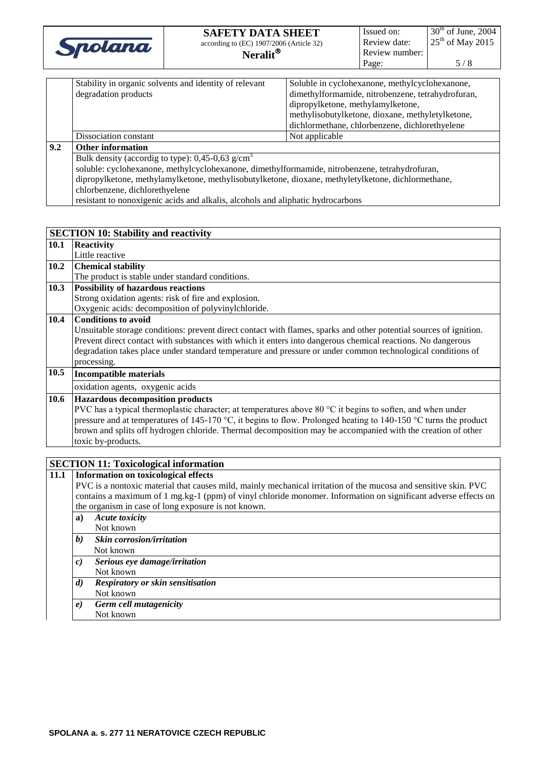| | Stability in organic solvents and identity of relevant degradation products | Soluble in cyclohexanone, methylcyclohexanone, dimethylformamide, nitrobenzene, tetrahydrofuran, dipropylketone, methylamylketone, methylisobutylketone, dioxane, methyletylketone, dichlormethane, chlorbenzene, dichlorethyelene |
|---|---|---|
| | Dissociation constant | Not applicable |

**9.2 Other information**

Bulk density (accordig to type): 0,45-0,63 g/cm$^3$
soluble: cyclohexanone, methylcyclohexanone, dimethylformamide, nitrobenzene, tetrahydrofuran, dipropylketone, methylamylketone, methylisobutylketone, dioxane, methyletylketone, dichlormethane, chlorbenzene, dichlorethyelene
resistant to nonoxigenic acids and alkalis, alcohols and aliphatic hydrocarbons

## SECTION 10: Stability and reactivity

**10.1 Reactivity**

Little reactive

**10.2 Chemical stability**

The product is stable under standard conditions.

**10.3 Possibility of hazardous reactions**

Strong oxidation agents: risk of fire and explosion.
Oxygenic acids: decomposition of polyvinylchloride.

**10.4 Conditions to avoid**

Unsuitable storage conditions: prevent direct contact with flames, sparks and other potential sources of ignition. Prevent direct contact with substances with which it enters into dangerous chemical reactions. No dangerous degradation takes place under standard temperature and pressure or under common technological conditions of processing.

**10.5 Incompatible materials**

oxidation agents, oxygenic acids

**10.6 Hazardous decomposition products**

PVC has a typical thermoplastic character; at temperatures above 80 °C it begins to soften, and when under pressure and at temperatures of 145-170 °C, it begins to flow. Prolonged heating to 140-150 °C turns the product brown and splits off hydrogen chloride. Thermal decomposition may be accompanied with the creation of other toxic by-products.

## SECTION 11: Toxicological information

**11.1 Information on toxicological effects**

PVC is a nontoxic material that causes mild, mainly mechanical irritation of the mucosa and sensitive skin. PVC contains a maximum of 1 mg.kg-1 (ppm) of vinyl chloride monomer. Information on significant adverse effects on the organism in case of long exposure is not known.

**a)** ***Acute toxicity***
Not known

***b)*** ***Skin corrosion/irritation***
Not known

***c)*** ***Serious eye damage/irritation***
Not known

***d)*** ***Respiratory or skin sensitisation***
Not known

***e)*** ***Germ cell mutagenicity***
Not known

**SPOLANA a. s. 277 11 NERATOVICE CZECH REPUBLIC**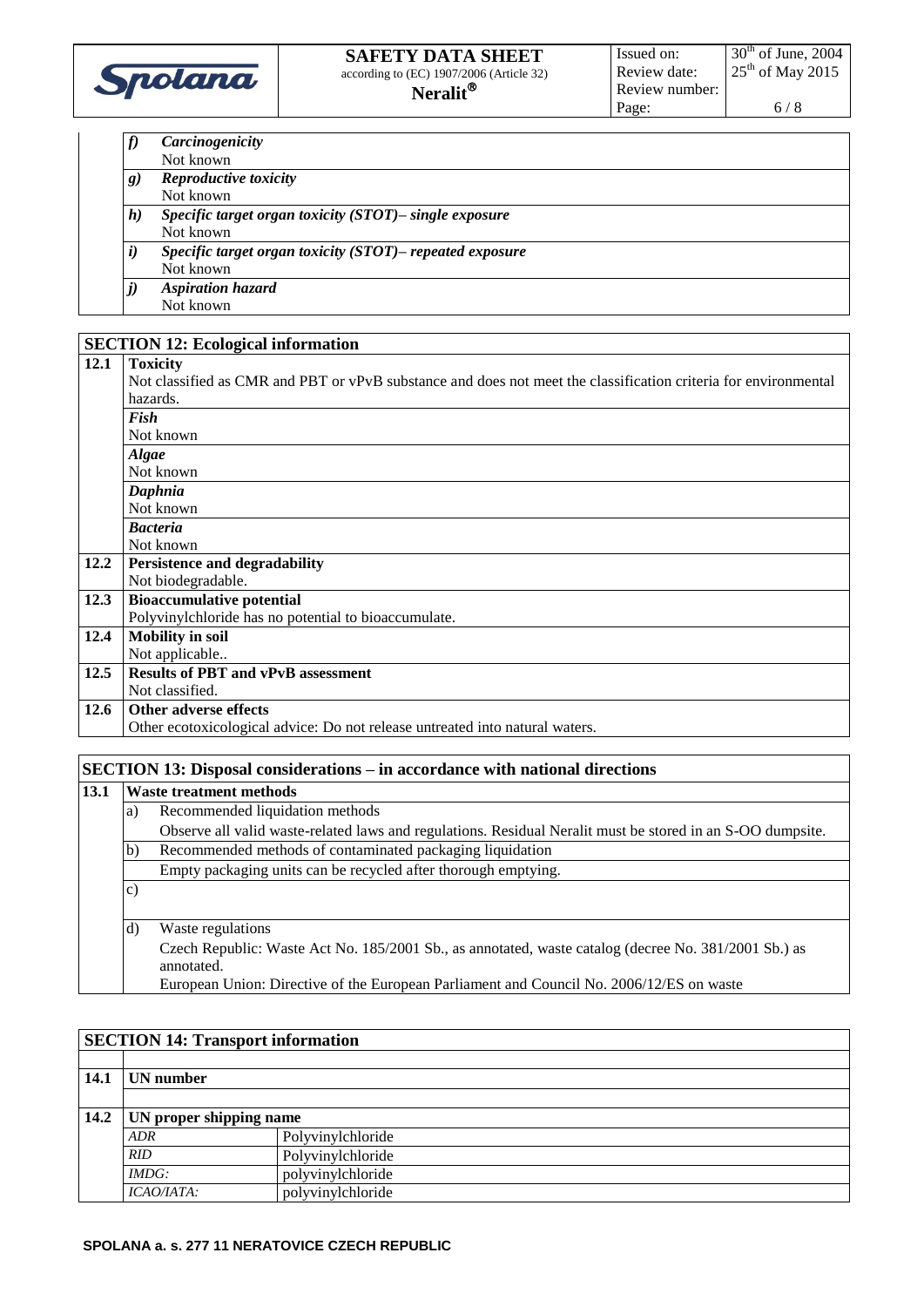***f) Carcinogenicity***

Not known

***g) Reproductive toxicity***

Not known

***h) Specific target organ toxicity (STOT)– single exposure***

Not known

***i) Specific target organ toxicity (STOT)– repeated exposure***

Not known

***j) Aspiration hazard***

Not known

## SECTION 12: Ecological information

**12.1 Toxicity**

Not classified as CMR and PBT or vPvB substance and does not meet the classification criteria for environmental hazards.

***Fish***

Not known

***Algae***

Not known

***Daphnia***

Not known

***Bacteria***

Not known

**12.2 Persistence and degradability**

Not biodegradable.

**12.3 Bioaccumulative potential**

Polyvinylchloride has no potential to bioaccumulate.

**12.4 Mobility in soil**

Not applicable..

**12.5 Results of PBT and vPvB assessment**

Not classified.

**12.6 Other adverse effects**

Other ecotoxicological advice: Do not release untreated into natural waters.

## SECTION 13: Disposal considerations – in accordance with national directions

**13.1 Waste treatment methods**

a) Recommended liquidation methods

Observe all valid waste-related laws and regulations. Residual Neralit must be stored in an S-OO dumpsite.

b) Recommended methods of contaminated packaging liquidation

Empty packaging units can be recycled after thorough emptying.

c)

d) Waste regulations

Czech Republic: Waste Act No. 185/2001 Sb., as annotated, waste catalog (decree No. 381/2001 Sb.) as annotated.

European Union: Directive of the European Parliament and Council No. 2006/12/ES on waste

## SECTION 14: Transport information

**14.1 UN number**

**14.2 UN proper shipping name**

| | |
|---|---|
| *ADR* | Polyvinylchloride |
| *RID* | Polyvinylchloride |
| *IMDG:* | polyvinylchloride |
| *ICAO/IATA:* | polyvinylchloride |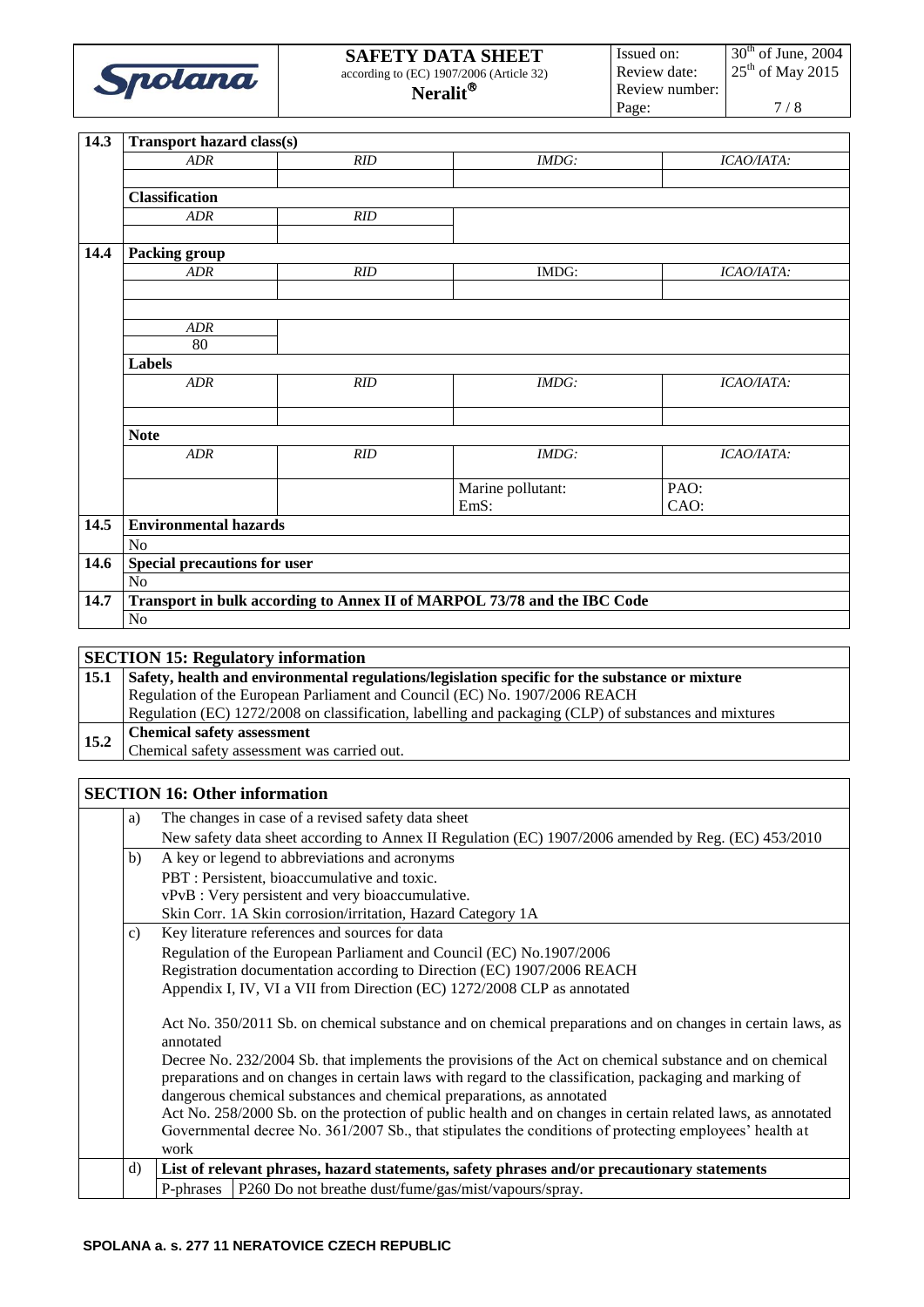| 14.3 | Transport hazard class(s) | | | |
|---|---|---|---|---|
| | *ADR* | *RID* | *IMDG:* | *ICAO/IATA:* |
| | | | | |
| | **Classification** | | | |
| | *ADR* | *RID* | | |
| | | | | |
| **14.4** | **Packing group** | | | |
| | *ADR* | *RID* | IMDG: | *ICAO/IATA:* |
| | | | | |
| | | | | |
| | *ADR* | | | |
| | 80 | | | |
| | **Labels** | | | |
| | *ADR* | *RID* | *IMDG:* | *ICAO/IATA:* |
| | | | | |
| | **Note** | | | |
| | *ADR* | *RID* | *IMDG:* | *ICAO/IATA:* |
| | | | Marine pollutant:<br>EmS: | PAO:<br>CAO: |
| **14.5** | **Environmental hazards** | | | |
| | No | | | |
| **14.6** | **Special precautions for user** | | | |
| | No | | | |
| **14.7** | **Transport in bulk according to Annex II of MARPOL 73/78 and the IBC Code** | | | |
| | No | | | |

## SECTION 15: Regulatory information

| | |
|---|---|
| **15.1** | **Safety, health and environmental regulations/legislation specific for the substance or mixture**<br>Regulation of the European Parliament and Council (EC) No. 1907/2006 REACH<br>Regulation (EC) 1272/2008 on classification, labelling and packaging (CLP) of substances and mixtures |
| **15.2** | **Chemical safety assessment**<br>Chemical safety assessment was carried out. |

## SECTION 16: Other information

a) The changes in case of a revised safety data sheet

New safety data sheet according to Annex II Regulation (EC) 1907/2006 amended by Reg. (EC) 453/2010

b) A key or legend to abbreviations and acronyms

PBT : Persistent, bioaccumulative and toxic.
vPvB : Very persistent and very bioaccumulative.
Skin Corr. 1A Skin corrosion/irritation, Hazard Category 1A

c) Key literature references and sources for data

Regulation of the European Parliament and Council (EC) No.1907/2006
Registration documentation according to Direction (EC) 1907/2006 REACH
Appendix I, IV, VI a VII from Direction (EC) 1272/2008 CLP as annotated

Act No. 350/2011 Sb. on chemical substance and on chemical preparations and on changes in certain laws, as annotated
Decree No. 232/2004 Sb. that implements the provisions of the Act on chemical substance and on chemical preparations and on changes in certain laws with regard to the classification, packaging and marking of dangerous chemical substances and chemical preparations, as annotated
Act No. 258/2000 Sb. on the protection of public health and on changes in certain related laws, as annotated
Governmental decree No. 361/2007 Sb., that stipulates the conditions of protecting employees' health at work

d) **List of relevant phrases, hazard statements, safety phrases and/or precautionary statements**

| | |
|---|---|
| P-phrases | P260 Do not breathe dust/fume/gas/mist/vapours/spray. |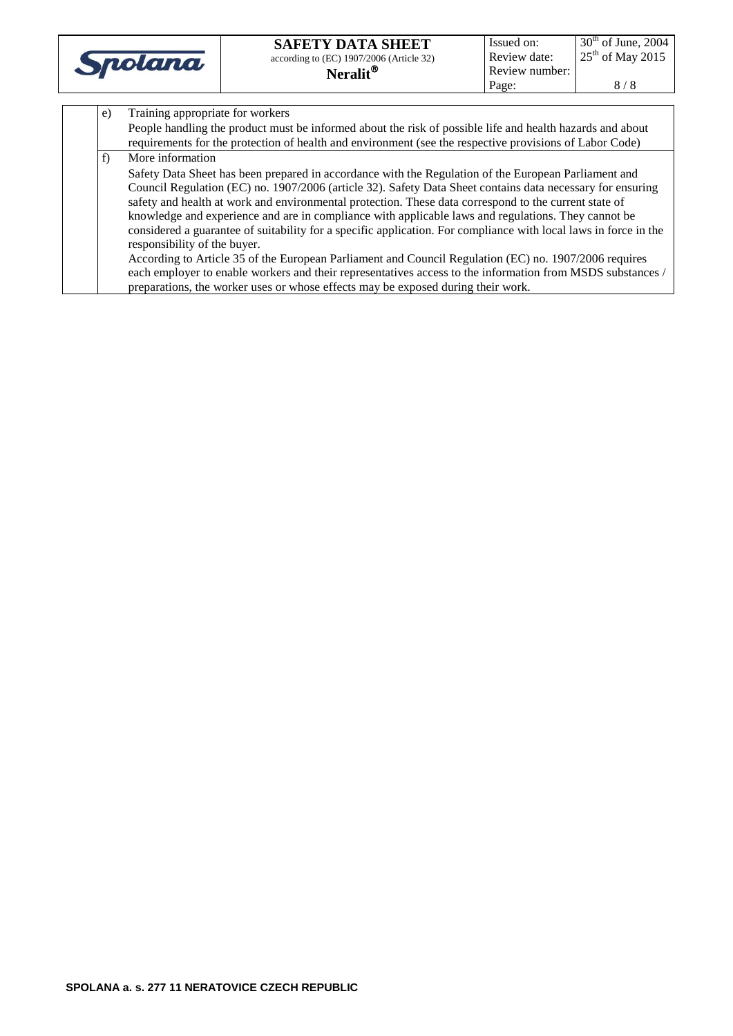e) Training appropriate for workers

People handling the product must be informed about the risk of possible life and health hazards and about requirements for the protection of health and environment (see the respective provisions of Labor Code)

f) More information

Safety Data Sheet has been prepared in accordance with the Regulation of the European Parliament and Council Regulation (EC) no. 1907/2006 (article 32). Safety Data Sheet contains data necessary for ensuring safety and health at work and environmental protection. These data correspond to the current state of knowledge and experience and are in compliance with applicable laws and regulations. They cannot be considered a guarantee of suitability for a specific application. For compliance with local laws in force in the responsibility of the buyer.

According to Article 35 of the European Parliament and Council Regulation (EC) no. 1907/2006 requires each employer to enable workers and their representatives access to the information from MSDS substances / preparations, the worker uses or whose effects may be exposed during their work.